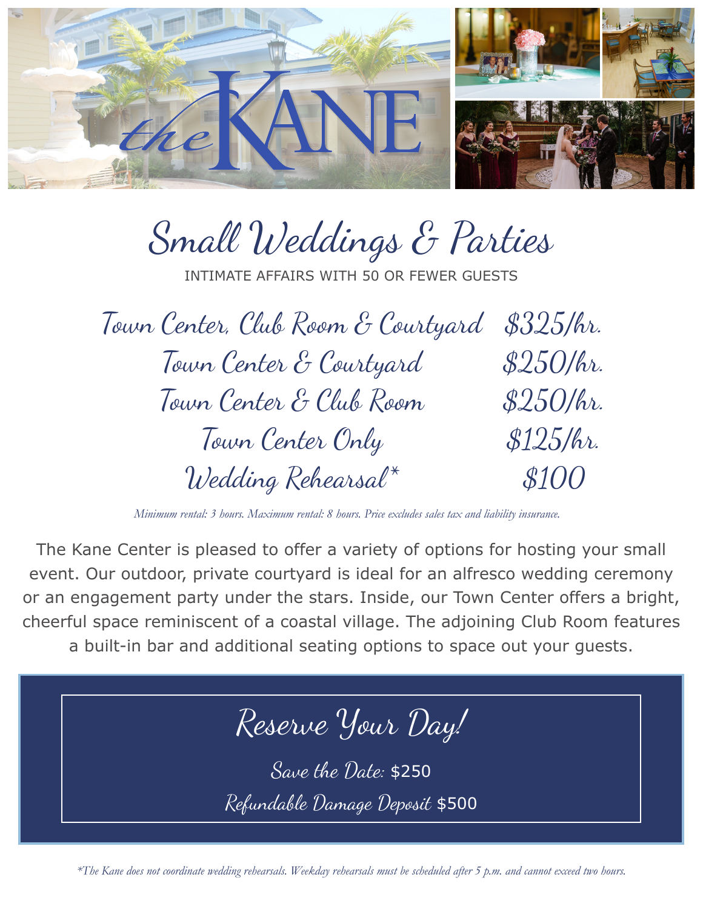# the KANE

## Small Weddings & Parties

INTIMATE AFFAIRS WITH 50 OR FEWER GUESTS

| | |
|---|---|
| Town Center, Club Room & Courtyard | $325/hr. |
| Town Center & Courtyard | $250/hr. |
| Town Center & Club Room | $250/hr. |
| Town Center Only | $125/hr. |
| Wedding Rehearsal* | $100 |

*Minimum rental: 3 hours. Maximum rental: 8 hours. Price excludes sales tax and liability insurance.*

The Kane Center is pleased to offer a variety of options for hosting your small event. Our outdoor, private courtyard is ideal for an alfresco wedding ceremony or an engagement party under the stars. Inside, our Town Center offers a bright, cheerful space reminiscent of a coastal village. The adjoining Club Room features a built-in bar and additional seating options to space out your guests.

## Reserve Your Day!

*Save the Date:* $250

*Refundable Damage Deposit* $500

*\*The Kane does not coordinate wedding rehearsals. Weekday rehearsals must be scheduled after 5 p.m. and cannot exceed two hours.*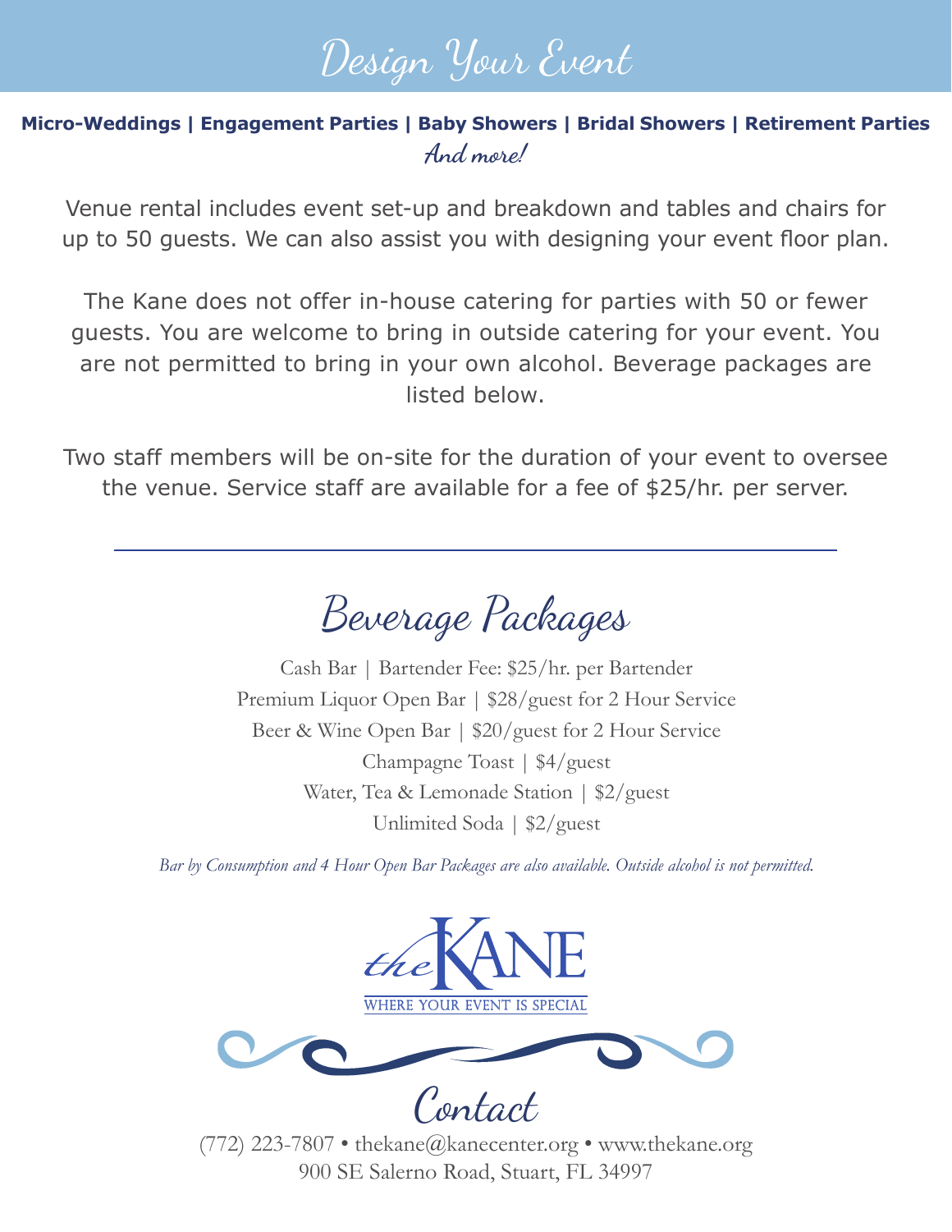# Design Your Event

**Micro-Weddings | Engagement Parties | Baby Showers | Bridal Showers | Retirement Parties**

**And more!**

Venue rental includes event set-up and breakdown and tables and chairs for up to 50 guests. We can also assist you with designing your event floor plan.

The Kane does not offer in-house catering for parties with 50 or fewer guests. You are welcome to bring in outside catering for your event. You are not permitted to bring in your own alcohol. Beverage packages are listed below.

Two staff members will be on-site for the duration of your event to oversee the venue. Service staff are available for a fee of $25/hr. per server.

---

## Beverage Packages

Cash Bar | Bartender Fee: $25/hr. per Bartender

Premium Liquor Open Bar | $28/guest for 2 Hour Service

Beer & Wine Open Bar | $20/guest for 2 Hour Service

Champagne Toast | $4/guest

Water, Tea & Lemonade Station | $2/guest

Unlimited Soda | $2/guest

*Bar by Consumption and 4 Hour Open Bar Packages are also available. Outside alcohol is not permitted.*

the KANE

WHERE YOUR EVENT IS SPECIAL

## Contact

(772) 223-7807 • thekane@kanecenter.org • www.thekane.org

900 SE Salerno Road, Stuart, FL 34997